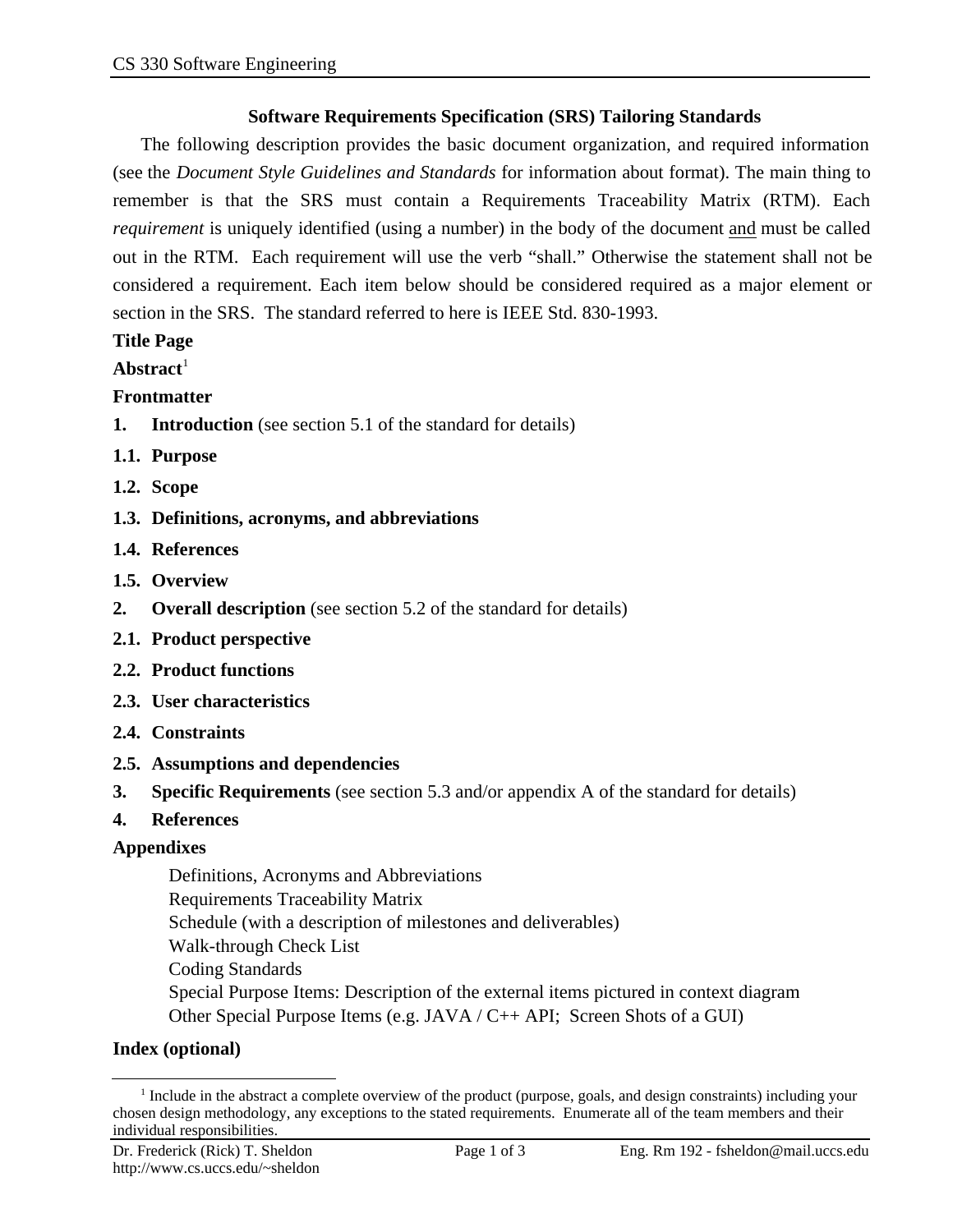# Software Requirements Specification (SRS) Tailoring Standards

The following description provides the basic document organization, and required information (see the *Document Style Guidelines and Standards* for information about format). The main thing to remember is that the SRS must contain a Requirements Traceability Matrix (RTM). Each *requirement* is uniquely identified (using a number) in the body of the document and must be called out in the RTM. Each requirement will use the verb "shall." Otherwise the statement shall not be considered a requirement. Each item below should be considered required as a major element or section in the SRS. The standard referred to here is IEEE Std. 830-1993.

**Title Page**

**Abstract**[1]

**Frontmatter**

**1. Introduction** (see section 5.1 of the standard for details)

**1.1. Purpose**

**1.2. Scope**

**1.3. Definitions, acronyms, and abbreviations**

**1.4. References**

**1.5. Overview**

**2. Overall description** (see section 5.2 of the standard for details)

**2.1. Product perspective**

**2.2. Product functions**

**2.3. User characteristics**

**2.4. Constraints**

**2.5. Assumptions and dependencies**

**3. Specific Requirements** (see section 5.3 and/or appendix A of the standard for details)

**4. References**

**Appendixes**

- Definitions, Acronyms and Abbreviations
- Requirements Traceability Matrix
- Schedule (with a description of milestones and deliverables)
- Walk-through Check List
- Coding Standards
- Special Purpose Items: Description of the external items pictured in context diagram
- Other Special Purpose Items (e.g. JAVA / C++ API; Screen Shots of a GUI)

**Index (optional)**

---

[1] Include in the abstract a complete overview of the product (purpose, goals, and design constraints) including your chosen design methodology, any exceptions to the stated requirements. Enumerate all of the team members and their individual responsibilities.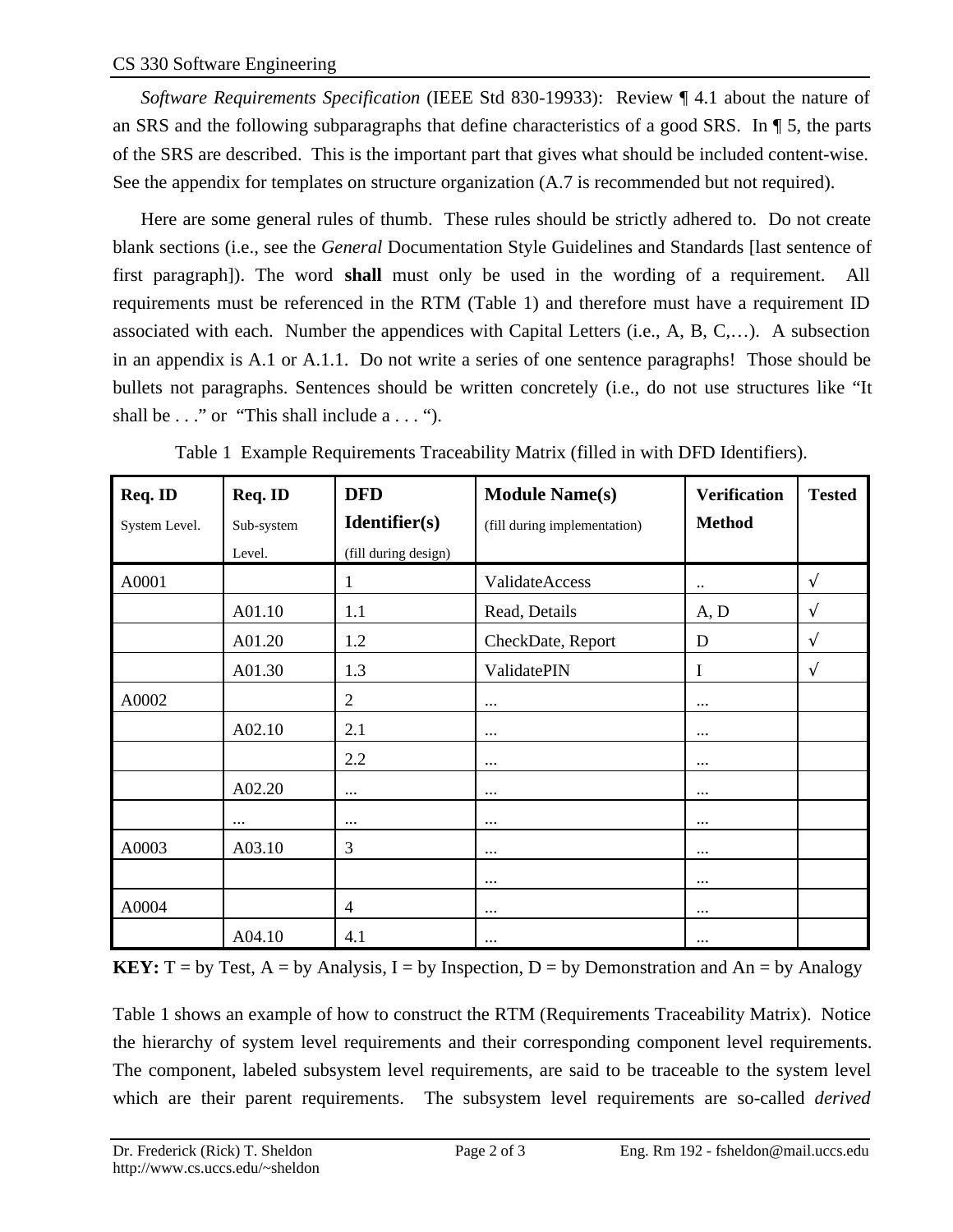*Software Requirements Specification* (IEEE Std 830-19933): Review ¶ 4.1 about the nature of an SRS and the following subparagraphs that define characteristics of a good SRS. In ¶ 5, the parts of the SRS are described. This is the important part that gives what should be included content-wise. See the appendix for templates on structure organization (A.7 is recommended but not required).

Here are some general rules of thumb. These rules should be strictly adhered to. Do not create blank sections (i.e., see the *General* Documentation Style Guidelines and Standards [last sentence of first paragraph]). The word **shall** must only be used in the wording of a requirement. All requirements must be referenced in the RTM (Table 1) and therefore must have a requirement ID associated with each. Number the appendices with Capital Letters (i.e., A, B, C,…). A subsection in an appendix is A.1 or A.1.1. Do not write a series of one sentence paragraphs! Those should be bullets not paragraphs. Sentences should be written concretely (i.e., do not use structures like "It shall be . . ." or "This shall include a . . . ").

Table 1 Example Requirements Traceability Matrix (filled in with DFD Identifiers).

| **Req. ID** System Level. | **Req. ID** Sub-system Level. | **DFD Identifier(s)** (fill during design) | **Module Name(s)** (fill during implementation) | **Verification Method** | **Tested** |
|---|---|---|---|---|---|
| A0001 | | 1 | ValidateAccess | .. | √ |
| | A01.10 | 1.1 | Read, Details | A, D | √ |
| | A01.20 | 1.2 | CheckDate, Report | D | √ |
| | A01.30 | 1.3 | ValidatePIN | I | √ |
| A0002 | | 2 | ... | ... | |
| | A02.10 | 2.1 | ... | ... | |
| | | 2.2 | ... | ... | |
| | A02.20 | ... | ... | ... | |
| | ... | ... | ... | ... | |
| A0003 | A03.10 | 3 | ... | ... | |
| | | | ... | ... | |
| A0004 | | 4 | ... | ... | |
| | A04.10 | 4.1 | ... | ... | |

**KEY:** T = by Test, A = by Analysis, I = by Inspection, D = by Demonstration and An = by Analogy

Table 1 shows an example of how to construct the RTM (Requirements Traceability Matrix). Notice the hierarchy of system level requirements and their corresponding component level requirements. The component, labeled subsystem level requirements, are said to be traceable to the system level which are their parent requirements. The subsystem level requirements are so-called *derived*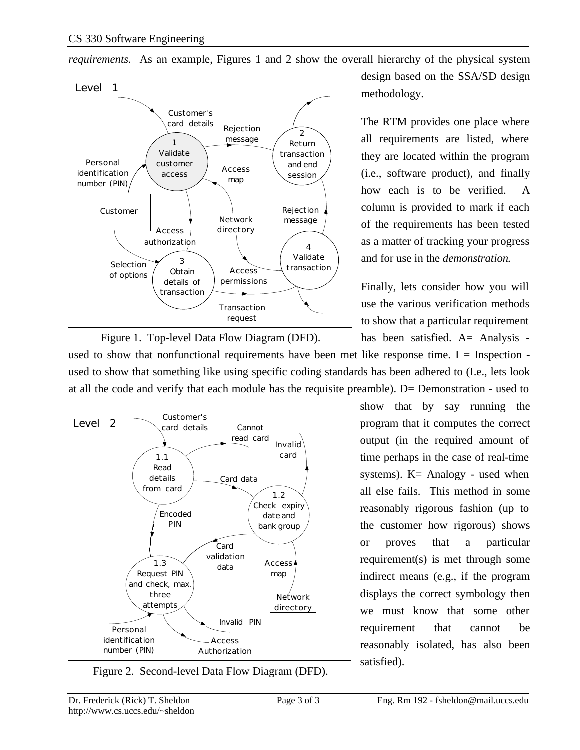*requirements.* As an example, Figures 1 and 2 show the overall hierarchy of the physical system design based on the SSA/SD design methodology.

Level 1

Customer's card details

Rejection message

1 Validate customer access

2 Return transaction and end session

Personal identification number (PIN)

Access map

Customer

Rejection message

Network directory

Access authorization

4 Validate transaction

Selection of options

3 Obtain details of transaction

Access permissions

Transaction request

Figure 1. Top-level Data Flow Diagram (DFD).

The RTM provides one place where all requirements are listed, where they are located within the program (i.e., software product), and finally how each is to be verified. A column is provided to mark if each of the requirements has been tested as a matter of tracking your progress and for use in the *demonstration.*

Finally, lets consider how you will use the various verification methods to show that a particular requirement has been satisfied. A= Analysis - used to show that nonfunctional requirements have been met like response time. I = Inspection - used to show that something like using specific coding standards has been adhered to (I.e., lets look at all the code and verify that each module has the requisite preamble). D= Demonstration - used to show that by say running the program that it computes the correct output (in the required amount of time perhaps in the case of real-time systems). K= Analogy - used when all else fails. This method in some reasonably rigorous fashion (up to the customer how rigorous) shows or proves that a particular requirement(s) is met through some indirect means (e.g., if the program displays the correct symbology then we must know that some other requirement that cannot be reasonably isolated, has also been satisfied).

Level 2

Customer's card details

Cannot read card

Invalid card

1.1 Read details from card

Card data

1.2 Check expiry date and bank group

Encoded PIN

Card validation data

Access map

1.3 Request PIN and check, max. three attempts

Network directory

Invalid PIN

Personal identification number (PIN)

Access Authorization

Figure 2. Second-level Data Flow Diagram (DFD).